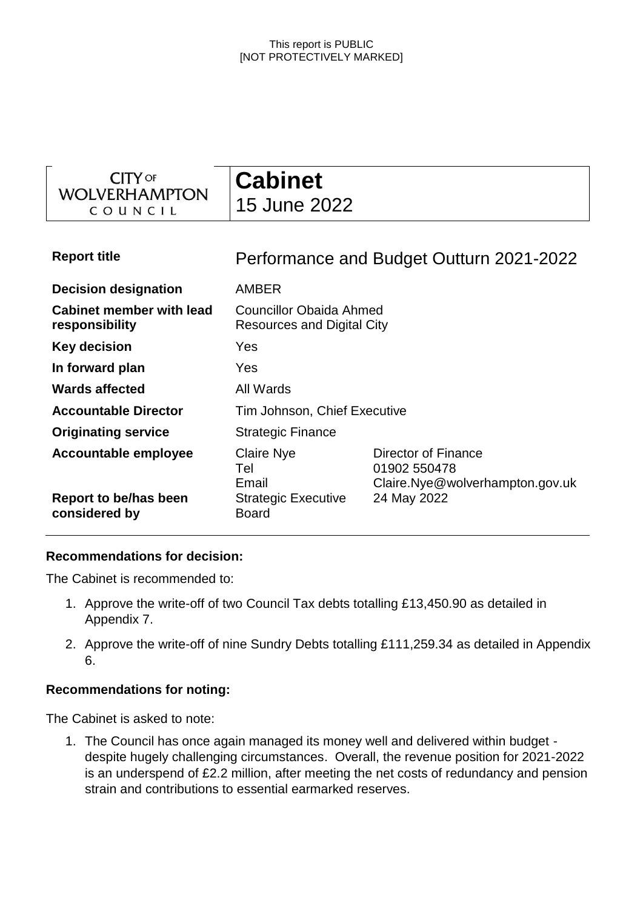This report is PUBLIC
[NOT PROTECTIVELY MARKED]

| CITY OF WOLVERHAMPTON COUNCIL | **Cabinet** 15 June 2022 |
|---|---|

| **Report title** | Performance and Budget Outturn 2021-2022 | |
|---|---|---|
| **Decision designation** | AMBER | |
| **Cabinet member with lead responsibility** | Councillor Obaida Ahmed Resources and Digital City | |
| **Key decision** | Yes | |
| **In forward plan** | Yes | |
| **Wards affected** | All Wards | |
| **Accountable Director** | Tim Johnson, Chief Executive | |
| **Originating service** | Strategic Finance | |
| **Accountable employee** | Claire Nye | Director of Finance |
| | Tel | 01902 550478 |
| | Email | Claire.Nye@wolverhampton.gov.uk |
| **Report to be/has been considered by** | Strategic Executive Board | 24 May 2022 |

**Recommendations for decision:**

The Cabinet is recommended to:

1. Approve the write-off of two Council Tax debts totalling £13,450.90 as detailed in Appendix 7.
2. Approve the write-off of nine Sundry Debts totalling £111,259.34 as detailed in Appendix 6.

**Recommendations for noting:**

The Cabinet is asked to note:

1. The Council has once again managed its money well and delivered within budget - despite hugely challenging circumstances. Overall, the revenue position for 2021-2022 is an underspend of £2.2 million, after meeting the net costs of redundancy and pension strain and contributions to essential earmarked reserves.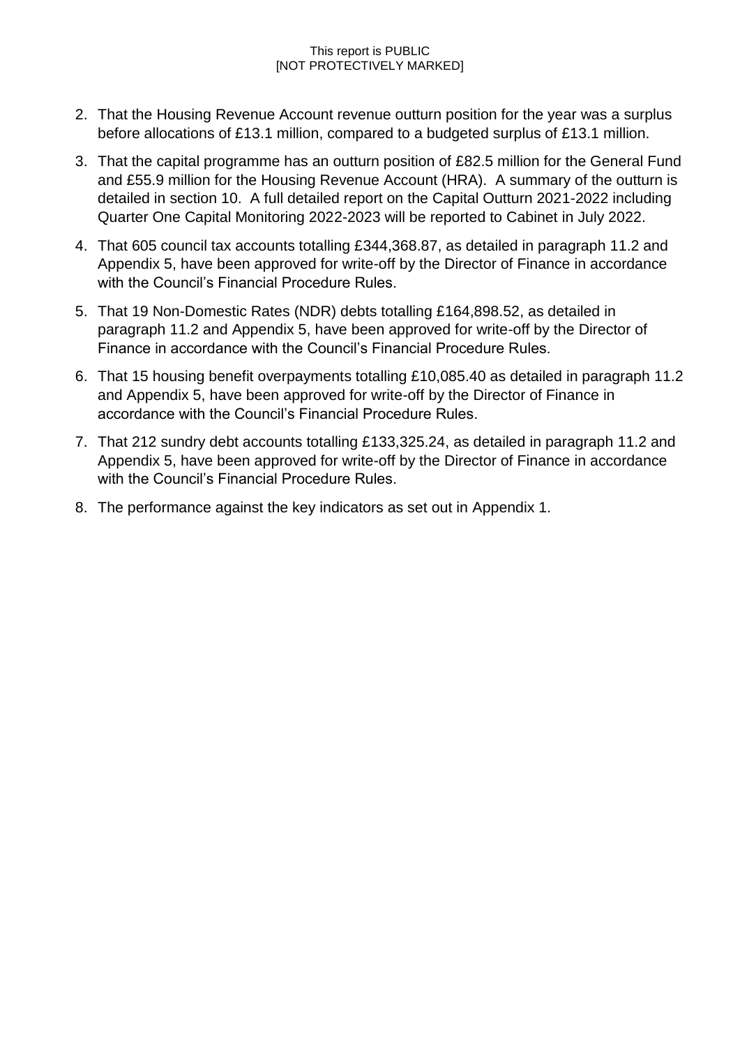2. That the Housing Revenue Account revenue outturn position for the year was a surplus before allocations of £13.1 million, compared to a budgeted surplus of £13.1 million.
3. That the capital programme has an outturn position of £82.5 million for the General Fund and £55.9 million for the Housing Revenue Account (HRA). A summary of the outturn is detailed in section 10. A full detailed report on the Capital Outturn 2021-2022 including Quarter One Capital Monitoring 2022-2023 will be reported to Cabinet in July 2022.
4. That 605 council tax accounts totalling £344,368.87, as detailed in paragraph 11.2 and Appendix 5, have been approved for write-off by the Director of Finance in accordance with the Council's Financial Procedure Rules.
5. That 19 Non-Domestic Rates (NDR) debts totalling £164,898.52, as detailed in paragraph 11.2 and Appendix 5, have been approved for write-off by the Director of Finance in accordance with the Council's Financial Procedure Rules.
6. That 15 housing benefit overpayments totalling £10,085.40 as detailed in paragraph 11.2 and Appendix 5, have been approved for write-off by the Director of Finance in accordance with the Council's Financial Procedure Rules.
7. That 212 sundry debt accounts totalling £133,325.24, as detailed in paragraph 11.2 and Appendix 5, have been approved for write-off by the Director of Finance in accordance with the Council's Financial Procedure Rules.
8. The performance against the key indicators as set out in Appendix 1.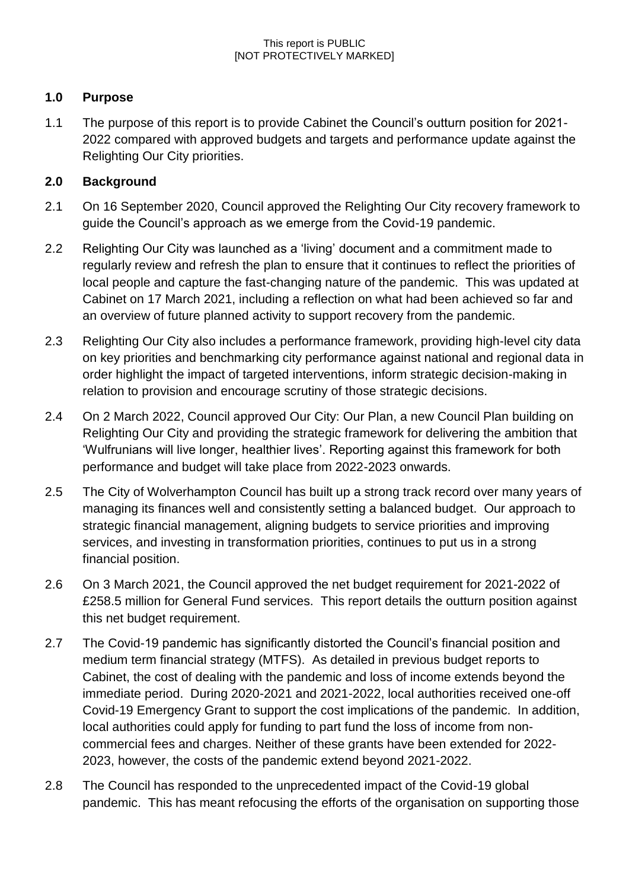## 1.0 Purpose

1.1 The purpose of this report is to provide Cabinet the Council's outturn position for 2021-2022 compared with approved budgets and targets and performance update against the Relighting Our City priorities.

## 2.0 Background

2.1 On 16 September 2020, Council approved the Relighting Our City recovery framework to guide the Council's approach as we emerge from the Covid-19 pandemic.

2.2 Relighting Our City was launched as a 'living' document and a commitment made to regularly review and refresh the plan to ensure that it continues to reflect the priorities of local people and capture the fast-changing nature of the pandemic. This was updated at Cabinet on 17 March 2021, including a reflection on what had been achieved so far and an overview of future planned activity to support recovery from the pandemic.

2.3 Relighting Our City also includes a performance framework, providing high-level city data on key priorities and benchmarking city performance against national and regional data in order highlight the impact of targeted interventions, inform strategic decision-making in relation to provision and encourage scrutiny of those strategic decisions.

2.4 On 2 March 2022, Council approved Our City: Our Plan, a new Council Plan building on Relighting Our City and providing the strategic framework for delivering the ambition that 'Wulfrunians will live longer, healthier lives'. Reporting against this framework for both performance and budget will take place from 2022-2023 onwards.

2.5 The City of Wolverhampton Council has built up a strong track record over many years of managing its finances well and consistently setting a balanced budget. Our approach to strategic financial management, aligning budgets to service priorities and improving services, and investing in transformation priorities, continues to put us in a strong financial position.

2.6 On 3 March 2021, the Council approved the net budget requirement for 2021-2022 of £258.5 million for General Fund services. This report details the outturn position against this net budget requirement.

2.7 The Covid-19 pandemic has significantly distorted the Council's financial position and medium term financial strategy (MTFS). As detailed in previous budget reports to Cabinet, the cost of dealing with the pandemic and loss of income extends beyond the immediate period. During 2020-2021 and 2021-2022, local authorities received one-off Covid-19 Emergency Grant to support the cost implications of the pandemic. In addition, local authorities could apply for funding to part fund the loss of income from non-commercial fees and charges. Neither of these grants have been extended for 2022-2023, however, the costs of the pandemic extend beyond 2021-2022.

2.8 The Council has responded to the unprecedented impact of the Covid-19 global pandemic. This has meant refocusing the efforts of the organisation on supporting those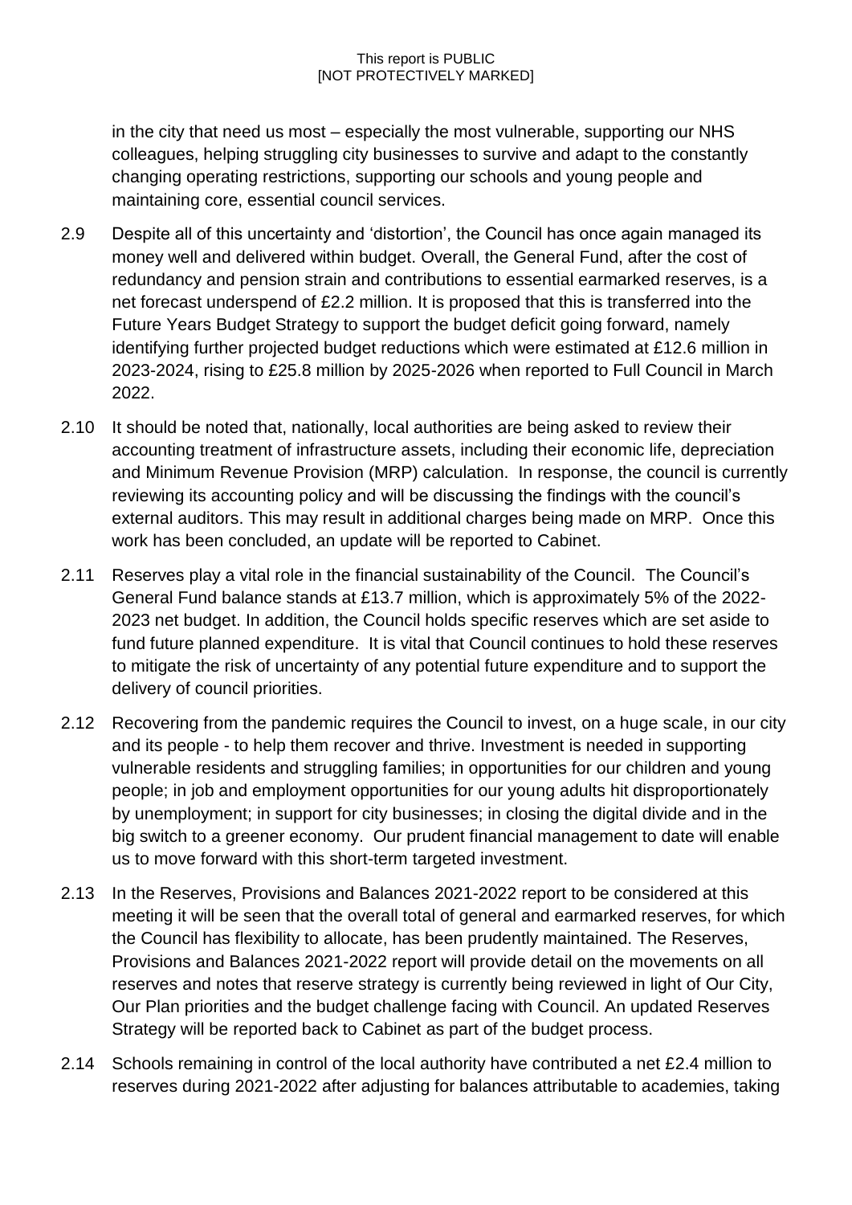in the city that need us most – especially the most vulnerable, supporting our NHS colleagues, helping struggling city businesses to survive and adapt to the constantly changing operating restrictions, supporting our schools and young people and maintaining core, essential council services.

2.9 Despite all of this uncertainty and 'distortion', the Council has once again managed its money well and delivered within budget. Overall, the General Fund, after the cost of redundancy and pension strain and contributions to essential earmarked reserves, is a net forecast underspend of £2.2 million. It is proposed that this is transferred into the Future Years Budget Strategy to support the budget deficit going forward, namely identifying further projected budget reductions which were estimated at £12.6 million in 2023-2024, rising to £25.8 million by 2025-2026 when reported to Full Council in March 2022.

2.10 It should be noted that, nationally, local authorities are being asked to review their accounting treatment of infrastructure assets, including their economic life, depreciation and Minimum Revenue Provision (MRP) calculation. In response, the council is currently reviewing its accounting policy and will be discussing the findings with the council's external auditors. This may result in additional charges being made on MRP. Once this work has been concluded, an update will be reported to Cabinet.

2.11 Reserves play a vital role in the financial sustainability of the Council. The Council's General Fund balance stands at £13.7 million, which is approximately 5% of the 2022-2023 net budget. In addition, the Council holds specific reserves which are set aside to fund future planned expenditure. It is vital that Council continues to hold these reserves to mitigate the risk of uncertainty of any potential future expenditure and to support the delivery of council priorities.

2.12 Recovering from the pandemic requires the Council to invest, on a huge scale, in our city and its people - to help them recover and thrive. Investment is needed in supporting vulnerable residents and struggling families; in opportunities for our children and young people; in job and employment opportunities for our young adults hit disproportionately by unemployment; in support for city businesses; in closing the digital divide and in the big switch to a greener economy. Our prudent financial management to date will enable us to move forward with this short-term targeted investment.

2.13 In the Reserves, Provisions and Balances 2021-2022 report to be considered at this meeting it will be seen that the overall total of general and earmarked reserves, for which the Council has flexibility to allocate, has been prudently maintained. The Reserves, Provisions and Balances 2021-2022 report will provide detail on the movements on all reserves and notes that reserve strategy is currently being reviewed in light of Our City, Our Plan priorities and the budget challenge facing with Council. An updated Reserves Strategy will be reported back to Cabinet as part of the budget process.

2.14 Schools remaining in control of the local authority have contributed a net £2.4 million to reserves during 2021-2022 after adjusting for balances attributable to academies, taking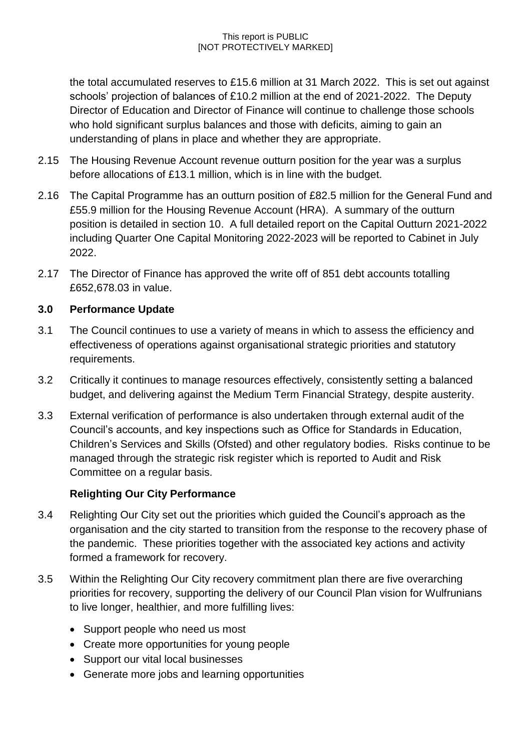the total accumulated reserves to £15.6 million at 31 March 2022. This is set out against schools' projection of balances of £10.2 million at the end of 2021-2022. The Deputy Director of Education and Director of Finance will continue to challenge those schools who hold significant surplus balances and those with deficits, aiming to gain an understanding of plans in place and whether they are appropriate.

2.15 The Housing Revenue Account revenue outturn position for the year was a surplus before allocations of £13.1 million, which is in line with the budget.

2.16 The Capital Programme has an outturn position of £82.5 million for the General Fund and £55.9 million for the Housing Revenue Account (HRA). A summary of the outturn position is detailed in section 10. A full detailed report on the Capital Outturn 2021-2022 including Quarter One Capital Monitoring 2022-2023 will be reported to Cabinet in July 2022.

2.17 The Director of Finance has approved the write off of 851 debt accounts totalling £652,678.03 in value.

## 3.0 Performance Update

3.1 The Council continues to use a variety of means in which to assess the efficiency and effectiveness of operations against organisational strategic priorities and statutory requirements.

3.2 Critically it continues to manage resources effectively, consistently setting a balanced budget, and delivering against the Medium Term Financial Strategy, despite austerity.

3.3 External verification of performance is also undertaken through external audit of the Council's accounts, and key inspections such as Office for Standards in Education, Children's Services and Skills (Ofsted) and other regulatory bodies. Risks continue to be managed through the strategic risk register which is reported to Audit and Risk Committee on a regular basis.

### Relighting Our City Performance

3.4 Relighting Our City set out the priorities which guided the Council's approach as the organisation and the city started to transition from the response to the recovery phase of the pandemic. These priorities together with the associated key actions and activity formed a framework for recovery.

3.5 Within the Relighting Our City recovery commitment plan there are five overarching priorities for recovery, supporting the delivery of our Council Plan vision for Wulfrunians to live longer, healthier, and more fulfilling lives:

- Support people who need us most
- Create more opportunities for young people
- Support our vital local businesses
- Generate more jobs and learning opportunities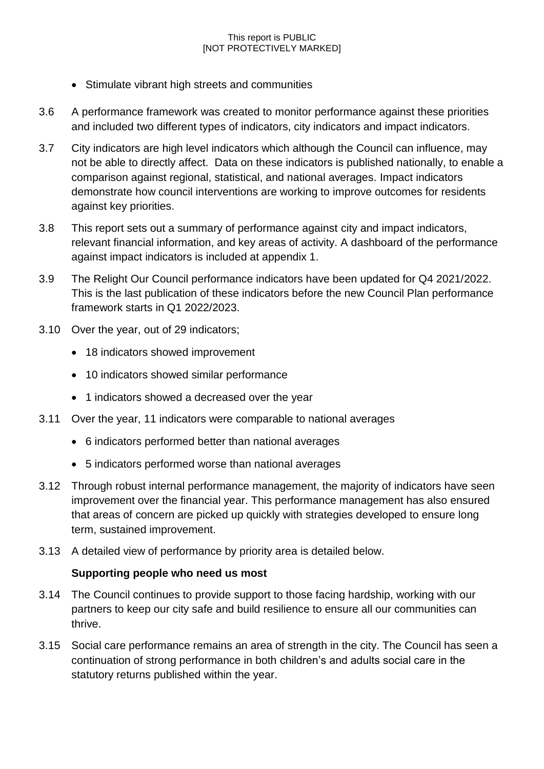- Stimulate vibrant high streets and communities

3.6 A performance framework was created to monitor performance against these priorities and included two different types of indicators, city indicators and impact indicators.

3.7 City indicators are high level indicators which although the Council can influence, may not be able to directly affect. Data on these indicators is published nationally, to enable a comparison against regional, statistical, and national averages. Impact indicators demonstrate how council interventions are working to improve outcomes for residents against key priorities.

3.8 This report sets out a summary of performance against city and impact indicators, relevant financial information, and key areas of activity. A dashboard of the performance against impact indicators is included at appendix 1.

3.9 The Relight Our Council performance indicators have been updated for Q4 2021/2022. This is the last publication of these indicators before the new Council Plan performance framework starts in Q1 2022/2023.

3.10 Over the year, out of 29 indicators;

- 18 indicators showed improvement
- 10 indicators showed similar performance
- 1 indicators showed a decreased over the year

3.11 Over the year, 11 indicators were comparable to national averages

- 6 indicators performed better than national averages
- 5 indicators performed worse than national averages

3.12 Through robust internal performance management, the majority of indicators have seen improvement over the financial year. This performance management has also ensured that areas of concern are picked up quickly with strategies developed to ensure long term, sustained improvement.

3.13 A detailed view of performance by priority area is detailed below.

**Supporting people who need us most**

3.14 The Council continues to provide support to those facing hardship, working with our partners to keep our city safe and build resilience to ensure all our communities can thrive.

3.15 Social care performance remains an area of strength in the city. The Council has seen a continuation of strong performance in both children's and adults social care in the statutory returns published within the year.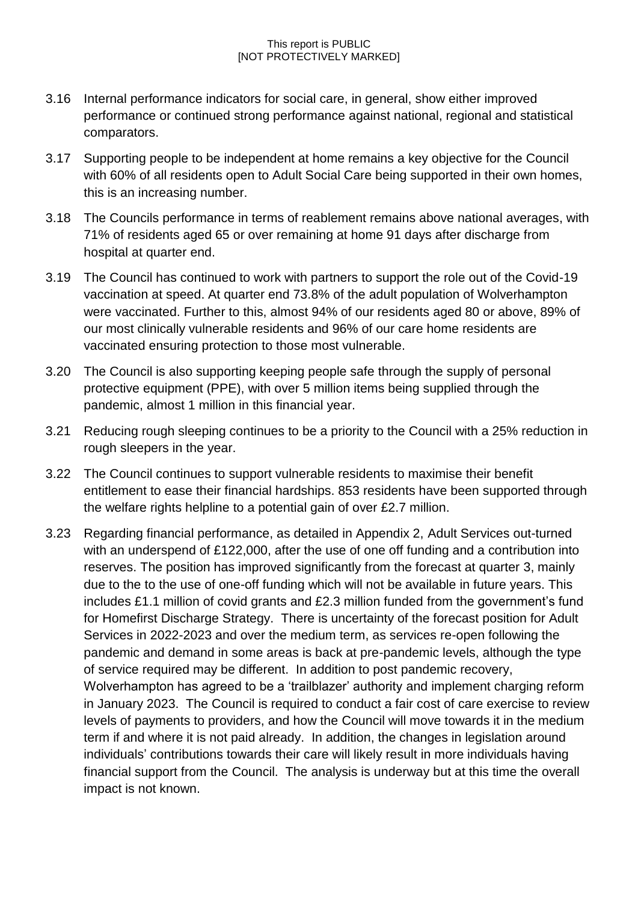3.16 Internal performance indicators for social care, in general, show either improved performance or continued strong performance against national, regional and statistical comparators.

3.17 Supporting people to be independent at home remains a key objective for the Council with 60% of all residents open to Adult Social Care being supported in their own homes, this is an increasing number.

3.18 The Councils performance in terms of reablement remains above national averages, with 71% of residents aged 65 or over remaining at home 91 days after discharge from hospital at quarter end.

3.19 The Council has continued to work with partners to support the role out of the Covid-19 vaccination at speed. At quarter end 73.8% of the adult population of Wolverhampton were vaccinated. Further to this, almost 94% of our residents aged 80 or above, 89% of our most clinically vulnerable residents and 96% of our care home residents are vaccinated ensuring protection to those most vulnerable.

3.20 The Council is also supporting keeping people safe through the supply of personal protective equipment (PPE), with over 5 million items being supplied through the pandemic, almost 1 million in this financial year.

3.21 Reducing rough sleeping continues to be a priority to the Council with a 25% reduction in rough sleepers in the year.

3.22 The Council continues to support vulnerable residents to maximise their benefit entitlement to ease their financial hardships. 853 residents have been supported through the welfare rights helpline to a potential gain of over £2.7 million.

3.23 Regarding financial performance, as detailed in Appendix 2, Adult Services out-turned with an underspend of £122,000, after the use of one off funding and a contribution into reserves. The position has improved significantly from the forecast at quarter 3, mainly due to the to the use of one-off funding which will not be available in future years. This includes £1.1 million of covid grants and £2.3 million funded from the government's fund for Homefirst Discharge Strategy. There is uncertainty of the forecast position for Adult Services in 2022-2023 and over the medium term, as services re-open following the pandemic and demand in some areas is back at pre-pandemic levels, although the type of service required may be different. In addition to post pandemic recovery, Wolverhampton has agreed to be a 'trailblazer' authority and implement charging reform in January 2023. The Council is required to conduct a fair cost of care exercise to review levels of payments to providers, and how the Council will move towards it in the medium term if and where it is not paid already. In addition, the changes in legislation around individuals' contributions towards their care will likely result in more individuals having financial support from the Council. The analysis is underway but at this time the overall impact is not known.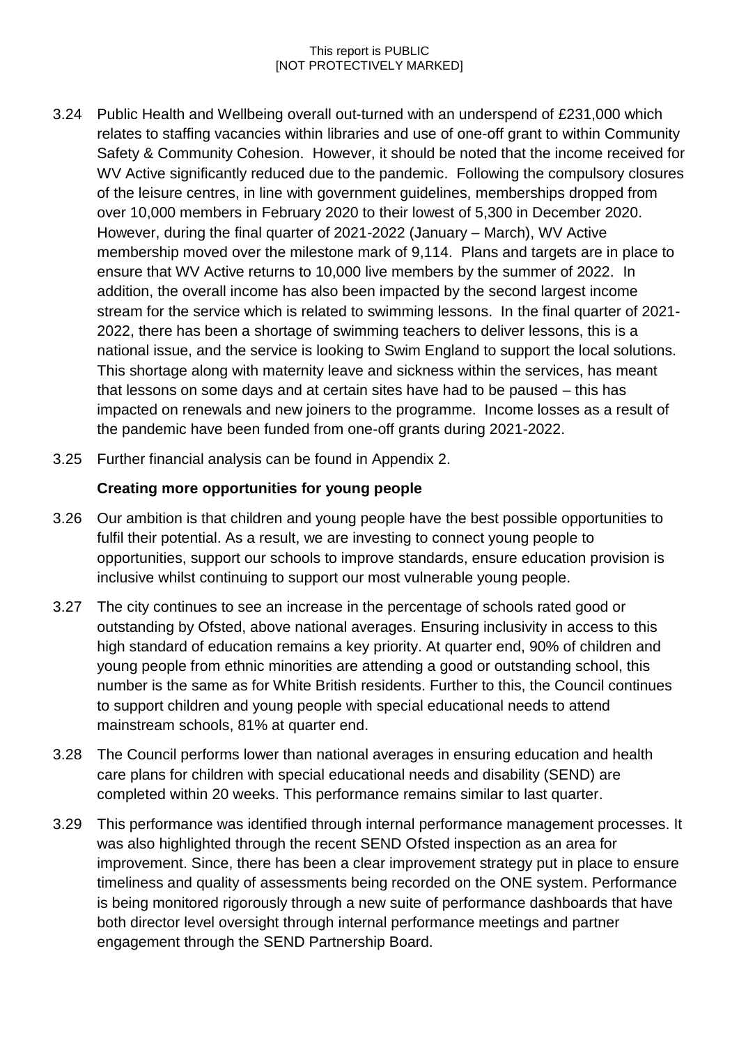3.24 Public Health and Wellbeing overall out-turned with an underspend of £231,000 which relates to staffing vacancies within libraries and use of one-off grant to within Community Safety & Community Cohesion. However, it should be noted that the income received for WV Active significantly reduced due to the pandemic. Following the compulsory closures of the leisure centres, in line with government guidelines, memberships dropped from over 10,000 members in February 2020 to their lowest of 5,300 in December 2020. However, during the final quarter of 2021-2022 (January – March), WV Active membership moved over the milestone mark of 9,114. Plans and targets are in place to ensure that WV Active returns to 10,000 live members by the summer of 2022. In addition, the overall income has also been impacted by the second largest income stream for the service which is related to swimming lessons. In the final quarter of 2021-2022, there has been a shortage of swimming teachers to deliver lessons, this is a national issue, and the service is looking to Swim England to support the local solutions. This shortage along with maternity leave and sickness within the services, has meant that lessons on some days and at certain sites have had to be paused – this has impacted on renewals and new joiners to the programme. Income losses as a result of the pandemic have been funded from one-off grants during 2021-2022.

3.25 Further financial analysis can be found in Appendix 2.

**Creating more opportunities for young people**

3.26 Our ambition is that children and young people have the best possible opportunities to fulfil their potential. As a result, we are investing to connect young people to opportunities, support our schools to improve standards, ensure education provision is inclusive whilst continuing to support our most vulnerable young people.

3.27 The city continues to see an increase in the percentage of schools rated good or outstanding by Ofsted, above national averages. Ensuring inclusivity in access to this high standard of education remains a key priority. At quarter end, 90% of children and young people from ethnic minorities are attending a good or outstanding school, this number is the same as for White British residents. Further to this, the Council continues to support children and young people with special educational needs to attend mainstream schools, 81% at quarter end.

3.28 The Council performs lower than national averages in ensuring education and health care plans for children with special educational needs and disability (SEND) are completed within 20 weeks. This performance remains similar to last quarter.

3.29 This performance was identified through internal performance management processes. It was also highlighted through the recent SEND Ofsted inspection as an area for improvement. Since, there has been a clear improvement strategy put in place to ensure timeliness and quality of assessments being recorded on the ONE system. Performance is being monitored rigorously through a new suite of performance dashboards that have both director level oversight through internal performance meetings and partner engagement through the SEND Partnership Board.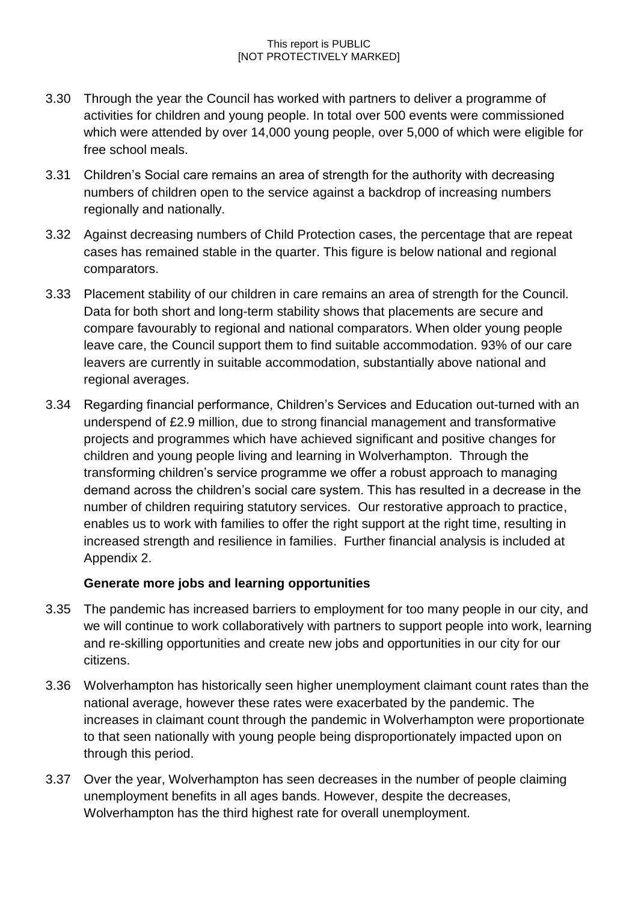3.30 Through the year the Council has worked with partners to deliver a programme of activities for children and young people. In total over 500 events were commissioned which were attended by over 14,000 young people, over 5,000 of which were eligible for free school meals.

3.31 Children's Social care remains an area of strength for the authority with decreasing numbers of children open to the service against a backdrop of increasing numbers regionally and nationally.

3.32 Against decreasing numbers of Child Protection cases, the percentage that are repeat cases has remained stable in the quarter. This figure is below national and regional comparators.

3.33 Placement stability of our children in care remains an area of strength for the Council. Data for both short and long-term stability shows that placements are secure and compare favourably to regional and national comparators. When older young people leave care, the Council support them to find suitable accommodation. 93% of our care leavers are currently in suitable accommodation, substantially above national and regional averages.

3.34 Regarding financial performance, Children's Services and Education out-turned with an underspend of £2.9 million, due to strong financial management and transformative projects and programmes which have achieved significant and positive changes for children and young people living and learning in Wolverhampton. Through the transforming children's service programme we offer a robust approach to managing demand across the children's social care system. This has resulted in a decrease in the number of children requiring statutory services. Our restorative approach to practice, enables us to work with families to offer the right support at the right time, resulting in increased strength and resilience in families. Further financial analysis is included at Appendix 2.

**Generate more jobs and learning opportunities**

3.35 The pandemic has increased barriers to employment for too many people in our city, and we will continue to work collaboratively with partners to support people into work, learning and re-skilling opportunities and create new jobs and opportunities in our city for our citizens.

3.36 Wolverhampton has historically seen higher unemployment claimant count rates than the national average, however these rates were exacerbated by the pandemic. The increases in claimant count through the pandemic in Wolverhampton were proportionate to that seen nationally with young people being disproportionately impacted upon on through this period.

3.37 Over the year, Wolverhampton has seen decreases in the number of people claiming unemployment benefits in all ages bands. However, despite the decreases, Wolverhampton has the third highest rate for overall unemployment.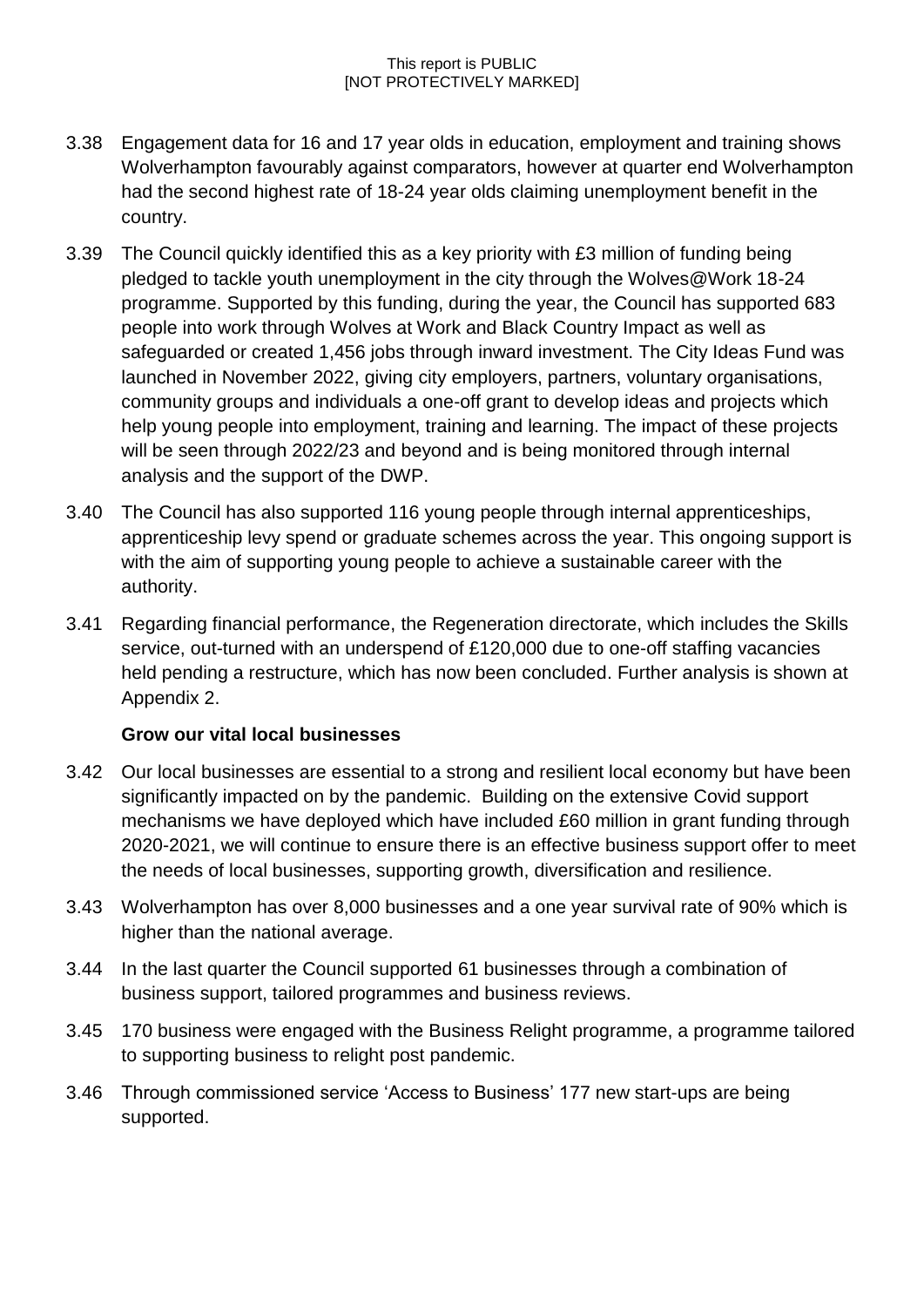3.38 Engagement data for 16 and 17 year olds in education, employment and training shows Wolverhampton favourably against comparators, however at quarter end Wolverhampton had the second highest rate of 18-24 year olds claiming unemployment benefit in the country.

3.39 The Council quickly identified this as a key priority with £3 million of funding being pledged to tackle youth unemployment in the city through the Wolves@Work 18-24 programme. Supported by this funding, during the year, the Council has supported 683 people into work through Wolves at Work and Black Country Impact as well as safeguarded or created 1,456 jobs through inward investment. The City Ideas Fund was launched in November 2022, giving city employers, partners, voluntary organisations, community groups and individuals a one-off grant to develop ideas and projects which help young people into employment, training and learning. The impact of these projects will be seen through 2022/23 and beyond and is being monitored through internal analysis and the support of the DWP.

3.40 The Council has also supported 116 young people through internal apprenticeships, apprenticeship levy spend or graduate schemes across the year. This ongoing support is with the aim of supporting young people to achieve a sustainable career with the authority.

3.41 Regarding financial performance, the Regeneration directorate, which includes the Skills service, out-turned with an underspend of £120,000 due to one-off staffing vacancies held pending a restructure, which has now been concluded. Further analysis is shown at Appendix 2.

**Grow our vital local businesses**

3.42 Our local businesses are essential to a strong and resilient local economy but have been significantly impacted on by the pandemic. Building on the extensive Covid support mechanisms we have deployed which have included £60 million in grant funding through 2020-2021, we will continue to ensure there is an effective business support offer to meet the needs of local businesses, supporting growth, diversification and resilience.

3.43 Wolverhampton has over 8,000 businesses and a one year survival rate of 90% which is higher than the national average.

3.44 In the last quarter the Council supported 61 businesses through a combination of business support, tailored programmes and business reviews.

3.45 170 business were engaged with the Business Relight programme, a programme tailored to supporting business to relight post pandemic.

3.46 Through commissioned service 'Access to Business' 177 new start-ups are being supported.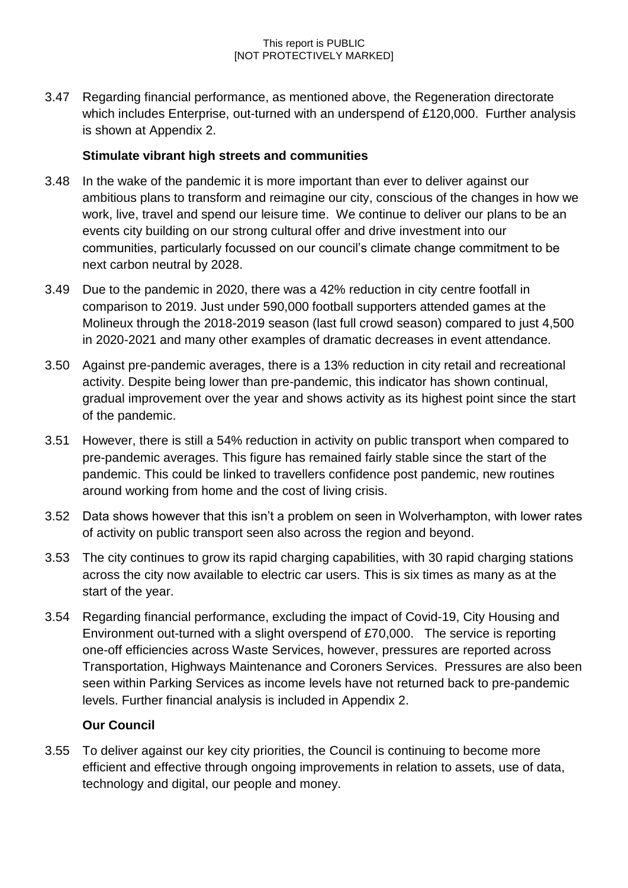3.47 Regarding financial performance, as mentioned above, the Regeneration directorate which includes Enterprise, out-turned with an underspend of £120,000. Further analysis is shown at Appendix 2.

**Stimulate vibrant high streets and communities**

3.48 In the wake of the pandemic it is more important than ever to deliver against our ambitious plans to transform and reimagine our city, conscious of the changes in how we work, live, travel and spend our leisure time. We continue to deliver our plans to be an events city building on our strong cultural offer and drive investment into our communities, particularly focussed on our council's climate change commitment to be next carbon neutral by 2028.

3.49 Due to the pandemic in 2020, there was a 42% reduction in city centre footfall in comparison to 2019. Just under 590,000 football supporters attended games at the Molineux through the 2018-2019 season (last full crowd season) compared to just 4,500 in 2020-2021 and many other examples of dramatic decreases in event attendance.

3.50 Against pre-pandemic averages, there is a 13% reduction in city retail and recreational activity. Despite being lower than pre-pandemic, this indicator has shown continual, gradual improvement over the year and shows activity as its highest point since the start of the pandemic.

3.51 However, there is still a 54% reduction in activity on public transport when compared to pre-pandemic averages. This figure has remained fairly stable since the start of the pandemic. This could be linked to travellers confidence post pandemic, new routines around working from home and the cost of living crisis.

3.52 Data shows however that this isn't a problem on seen in Wolverhampton, with lower rates of activity on public transport seen also across the region and beyond.

3.53 The city continues to grow its rapid charging capabilities, with 30 rapid charging stations across the city now available to electric car users. This is six times as many as at the start of the year.

3.54 Regarding financial performance, excluding the impact of Covid-19, City Housing and Environment out-turned with a slight overspend of £70,000. The service is reporting one-off efficiencies across Waste Services, however, pressures are reported across Transportation, Highways Maintenance and Coroners Services. Pressures are also been seen within Parking Services as income levels have not returned back to pre-pandemic levels. Further financial analysis is included in Appendix 2.

**Our Council**

3.55 To deliver against our key city priorities, the Council is continuing to become more efficient and effective through ongoing improvements in relation to assets, use of data, technology and digital, our people and money.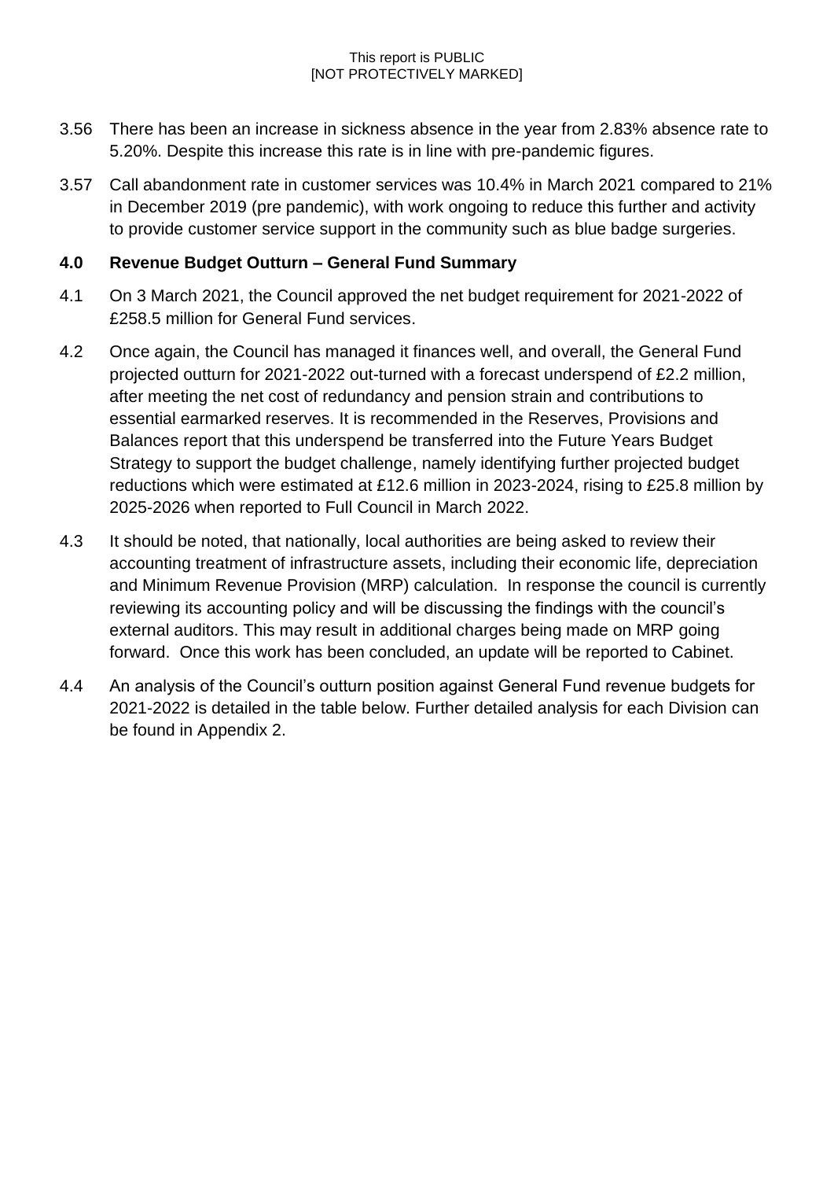3.56 There has been an increase in sickness absence in the year from 2.83% absence rate to 5.20%. Despite this increase this rate is in line with pre-pandemic figures.

3.57 Call abandonment rate in customer services was 10.4% in March 2021 compared to 21% in December 2019 (pre pandemic), with work ongoing to reduce this further and activity to provide customer service support in the community such as blue badge surgeries.

## 4.0 Revenue Budget Outturn – General Fund Summary

4.1 On 3 March 2021, the Council approved the net budget requirement for 2021-2022 of £258.5 million for General Fund services.

4.2 Once again, the Council has managed it finances well, and overall, the General Fund projected outturn for 2021-2022 out-turned with a forecast underspend of £2.2 million, after meeting the net cost of redundancy and pension strain and contributions to essential earmarked reserves. It is recommended in the Reserves, Provisions and Balances report that this underspend be transferred into the Future Years Budget Strategy to support the budget challenge, namely identifying further projected budget reductions which were estimated at £12.6 million in 2023-2024, rising to £25.8 million by 2025-2026 when reported to Full Council in March 2022.

4.3 It should be noted, that nationally, local authorities are being asked to review their accounting treatment of infrastructure assets, including their economic life, depreciation and Minimum Revenue Provision (MRP) calculation. In response the council is currently reviewing its accounting policy and will be discussing the findings with the council's external auditors. This may result in additional charges being made on MRP going forward. Once this work has been concluded, an update will be reported to Cabinet.

4.4 An analysis of the Council's outturn position against General Fund revenue budgets for 2021-2022 is detailed in the table below. Further detailed analysis for each Division can be found in Appendix 2.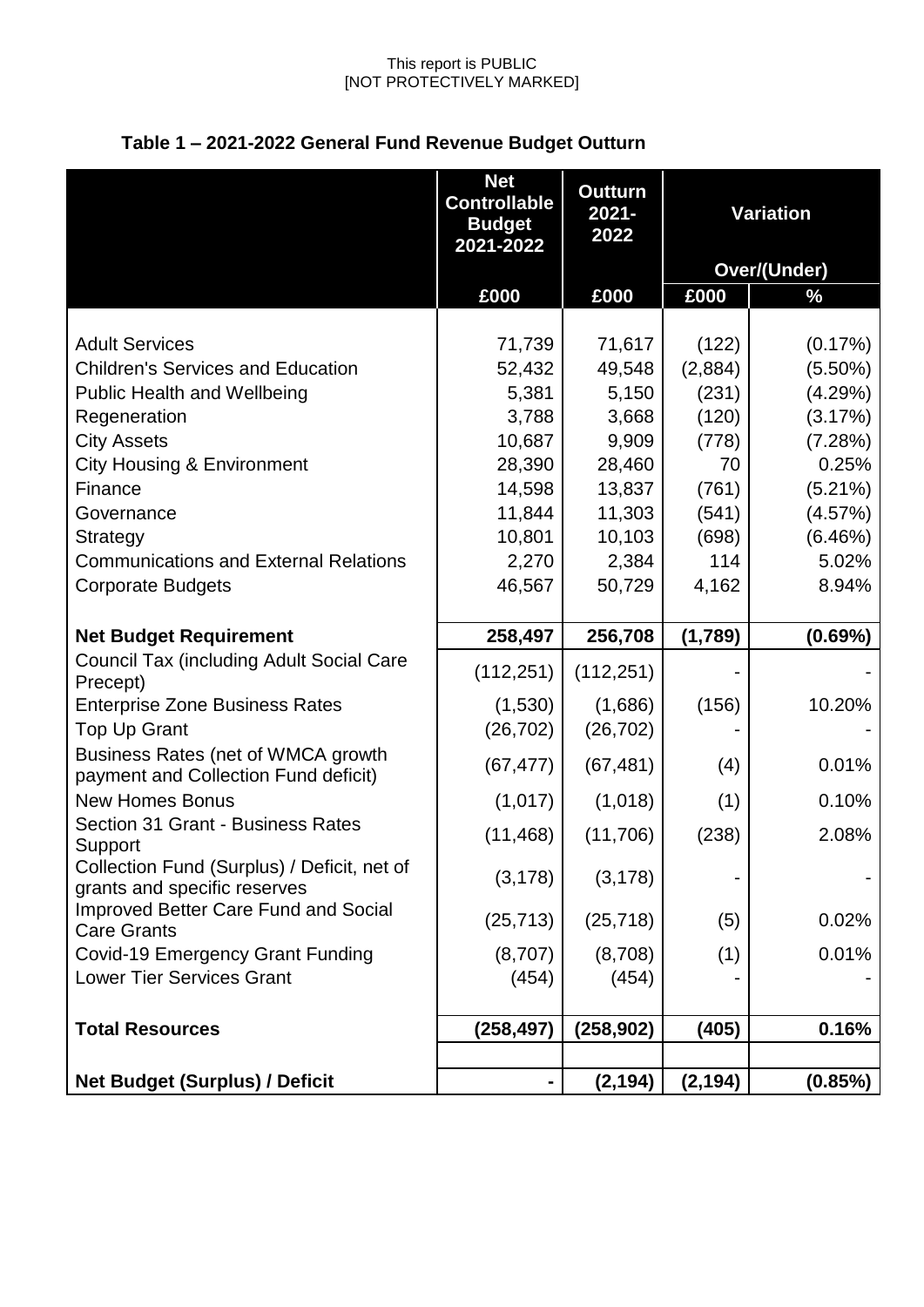This report is PUBLIC
[NOT PROTECTIVELY MARKED]

**Table 1 – 2021-2022 General Fund Revenue Budget Outturn**

| | Net Controllable Budget 2021-2022 | Outturn 2021-2022 | Variation | |
|---|---|---|---|---|
| | | | Over/(Under) | |
| | £000 | £000 | £000 | % |
| Adult Services | 71,739 | 71,617 | (122) | (0.17%) |
| Children's Services and Education | 52,432 | 49,548 | (2,884) | (5.50%) |
| Public Health and Wellbeing | 5,381 | 5,150 | (231) | (4.29%) |
| Regeneration | 3,788 | 3,668 | (120) | (3.17%) |
| City Assets | 10,687 | 9,909 | (778) | (7.28%) |
| City Housing & Environment | 28,390 | 28,460 | 70 | 0.25% |
| Finance | 14,598 | 13,837 | (761) | (5.21%) |
| Governance | 11,844 | 11,303 | (541) | (4.57%) |
| Strategy | 10,801 | 10,103 | (698) | (6.46%) |
| Communications and External Relations | 2,270 | 2,384 | 114 | 5.02% |
| Corporate Budgets | 46,567 | 50,729 | 4,162 | 8.94% |
| **Net Budget Requirement** | **258,497** | **256,708** | **(1,789)** | **(0.69%)** |
| Council Tax (including Adult Social Care Precept) | (112,251) | (112,251) | - | - |
| Enterprise Zone Business Rates | (1,530) | (1,686) | (156) | 10.20% |
| Top Up Grant | (26,702) | (26,702) | - | - |
| Business Rates (net of WMCA growth payment and Collection Fund deficit) | (67,477) | (67,481) | (4) | 0.01% |
| New Homes Bonus | (1,017) | (1,018) | (1) | 0.10% |
| Section 31 Grant - Business Rates Support | (11,468) | (11,706) | (238) | 2.08% |
| Collection Fund (Surplus) / Deficit, net of grants and specific reserves | (3,178) | (3,178) | - | - |
| Improved Better Care Fund and Social Care Grants | (25,713) | (25,718) | (5) | 0.02% |
| Covid-19 Emergency Grant Funding | (8,707) | (8,708) | (1) | 0.01% |
| Lower Tier Services Grant | (454) | (454) | - | - |
| **Total Resources** | **(258,497)** | **(258,902)** | **(405)** | **0.16%** |
| **Net Budget (Surplus) / Deficit** | **-** | **(2,194)** | **(2,194)** | **(0.85%)** |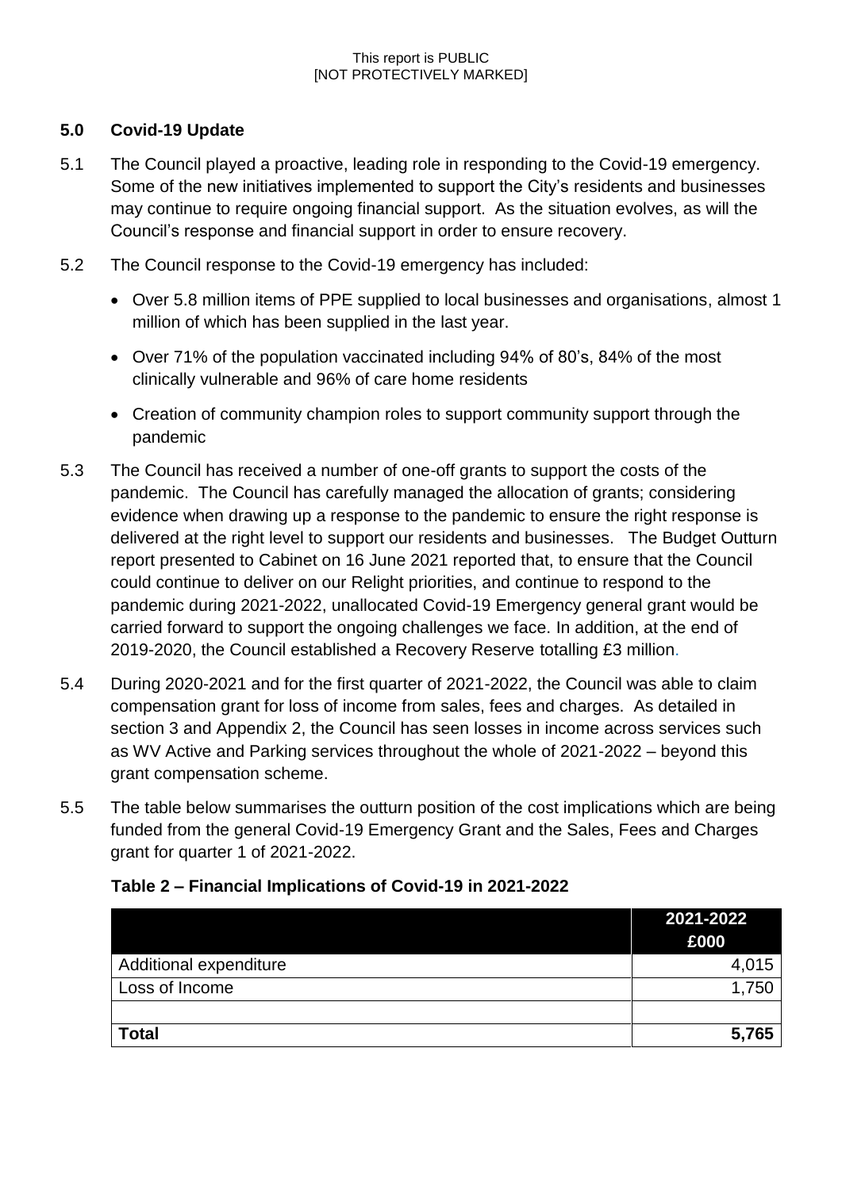## 5.0 Covid-19 Update

5.1 The Council played a proactive, leading role in responding to the Covid-19 emergency. Some of the new initiatives implemented to support the City's residents and businesses may continue to require ongoing financial support. As the situation evolves, as will the Council's response and financial support in order to ensure recovery.

5.2 The Council response to the Covid-19 emergency has included:

- Over 5.8 million items of PPE supplied to local businesses and organisations, almost 1 million of which has been supplied in the last year.
- Over 71% of the population vaccinated including 94% of 80's, 84% of the most clinically vulnerable and 96% of care home residents
- Creation of community champion roles to support community support through the pandemic

5.3 The Council has received a number of one-off grants to support the costs of the pandemic. The Council has carefully managed the allocation of grants; considering evidence when drawing up a response to the pandemic to ensure the right response is delivered at the right level to support our residents and businesses. The Budget Outturn report presented to Cabinet on 16 June 2021 reported that, to ensure that the Council could continue to deliver on our Relight priorities, and continue to respond to the pandemic during 2021-2022, unallocated Covid-19 Emergency general grant would be carried forward to support the ongoing challenges we face. In addition, at the end of 2019-2020, the Council established a Recovery Reserve totalling £3 million.

5.4 During 2020-2021 and for the first quarter of 2021-2022, the Council was able to claim compensation grant for loss of income from sales, fees and charges. As detailed in section 3 and Appendix 2, the Council has seen losses in income across services such as WV Active and Parking services throughout the whole of 2021-2022 – beyond this grant compensation scheme.

5.5 The table below summarises the outturn position of the cost implications which are being funded from the general Covid-19 Emergency Grant and the Sales, Fees and Charges grant for quarter 1 of 2021-2022.

**Table 2 – Financial Implications of Covid-19 in 2021-2022**

| | 2021-2022 £000 |
|---|---|
| Additional expenditure | 4,015 |
| Loss of Income | 1,750 |
| | |
| **Total** | **5,765** |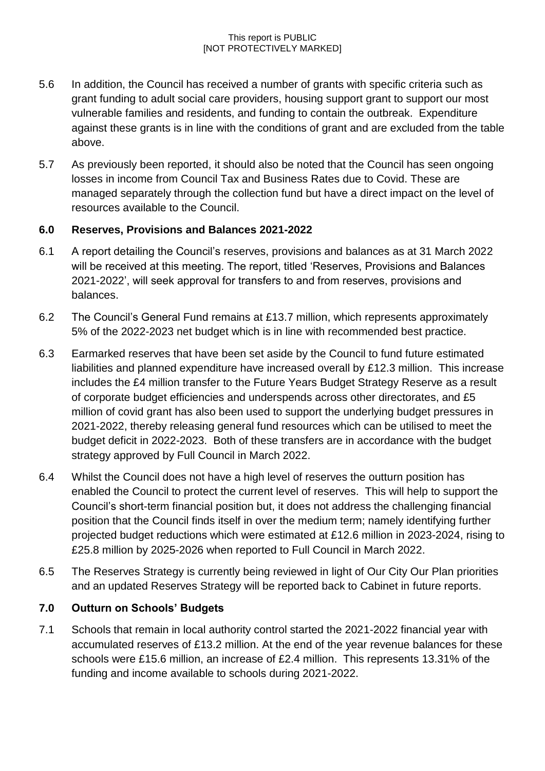5.6 In addition, the Council has received a number of grants with specific criteria such as grant funding to adult social care providers, housing support grant to support our most vulnerable families and residents, and funding to contain the outbreak. Expenditure against these grants is in line with the conditions of grant and are excluded from the table above.

5.7 As previously been reported, it should also be noted that the Council has seen ongoing losses in income from Council Tax and Business Rates due to Covid. These are managed separately through the collection fund but have a direct impact on the level of resources available to the Council.

## 6.0 Reserves, Provisions and Balances 2021-2022

6.1 A report detailing the Council's reserves, provisions and balances as at 31 March 2022 will be received at this meeting. The report, titled 'Reserves, Provisions and Balances 2021-2022', will seek approval for transfers to and from reserves, provisions and balances.

6.2 The Council's General Fund remains at £13.7 million, which represents approximately 5% of the 2022-2023 net budget which is in line with recommended best practice.

6.3 Earmarked reserves that have been set aside by the Council to fund future estimated liabilities and planned expenditure have increased overall by £12.3 million. This increase includes the £4 million transfer to the Future Years Budget Strategy Reserve as a result of corporate budget efficiencies and underspends across other directorates, and £5 million of covid grant has also been used to support the underlying budget pressures in 2021-2022, thereby releasing general fund resources which can be utilised to meet the budget deficit in 2022-2023. Both of these transfers are in accordance with the budget strategy approved by Full Council in March 2022.

6.4 Whilst the Council does not have a high level of reserves the outturn position has enabled the Council to protect the current level of reserves. This will help to support the Council's short-term financial position but, it does not address the challenging financial position that the Council finds itself in over the medium term; namely identifying further projected budget reductions which were estimated at £12.6 million in 2023-2024, rising to £25.8 million by 2025-2026 when reported to Full Council in March 2022.

6.5 The Reserves Strategy is currently being reviewed in light of Our City Our Plan priorities and an updated Reserves Strategy will be reported back to Cabinet in future reports.

## 7.0 Outturn on Schools' Budgets

7.1 Schools that remain in local authority control started the 2021-2022 financial year with accumulated reserves of £13.2 million. At the end of the year revenue balances for these schools were £15.6 million, an increase of £2.4 million. This represents 13.31% of the funding and income available to schools during 2021-2022.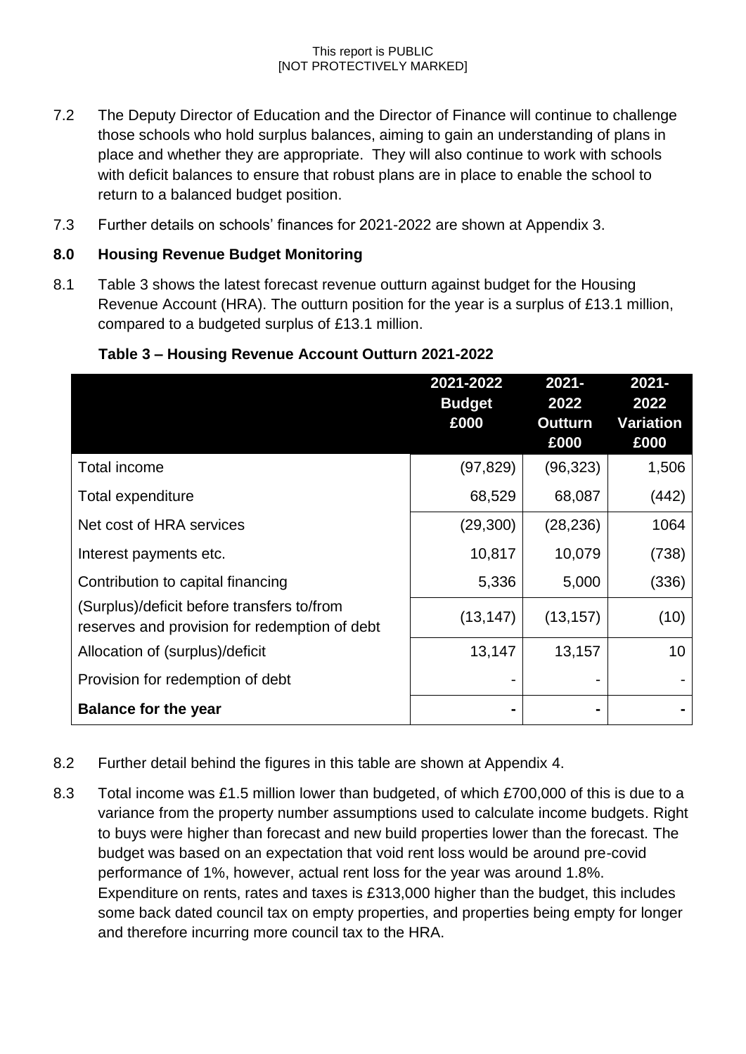7.2 The Deputy Director of Education and the Director of Finance will continue to challenge those schools who hold surplus balances, aiming to gain an understanding of plans in place and whether they are appropriate. They will also continue to work with schools with deficit balances to ensure that robust plans are in place to enable the school to return to a balanced budget position.

7.3 Further details on schools' finances for 2021-2022 are shown at Appendix 3.

## 8.0 Housing Revenue Budget Monitoring

8.1 Table 3 shows the latest forecast revenue outturn against budget for the Housing Revenue Account (HRA). The outturn position for the year is a surplus of £13.1 million, compared to a budgeted surplus of £13.1 million.

**Table 3 – Housing Revenue Account Outturn 2021-2022**

| | 2021-2022 Budget £000 | 2021-2022 Outturn £000 | 2021-2022 Variation £000 |
|---|---|---|---|
| Total income | (97,829) | (96,323) | 1,506 |
| Total expenditure | 68,529 | 68,087 | (442) |
| Net cost of HRA services | (29,300) | (28,236) | 1064 |
| Interest payments etc. | 10,817 | 10,079 | (738) |
| Contribution to capital financing | 5,336 | 5,000 | (336) |
| (Surplus)/deficit before transfers to/from reserves and provision for redemption of debt | (13,147) | (13,157) | (10) |
| Allocation of (surplus)/deficit | 13,147 | 13,157 | 10 |
| Provision for redemption of debt | - | - | - |
| **Balance for the year** | **-** | **-** | **-** |

8.2 Further detail behind the figures in this table are shown at Appendix 4.

8.3 Total income was £1.5 million lower than budgeted, of which £700,000 of this is due to a variance from the property number assumptions used to calculate income budgets. Right to buys were higher than forecast and new build properties lower than the forecast. The budget was based on an expectation that void rent loss would be around pre-covid performance of 1%, however, actual rent loss for the year was around 1.8%. Expenditure on rents, rates and taxes is £313,000 higher than the budget, this includes some back dated council tax on empty properties, and properties being empty for longer and therefore incurring more council tax to the HRA.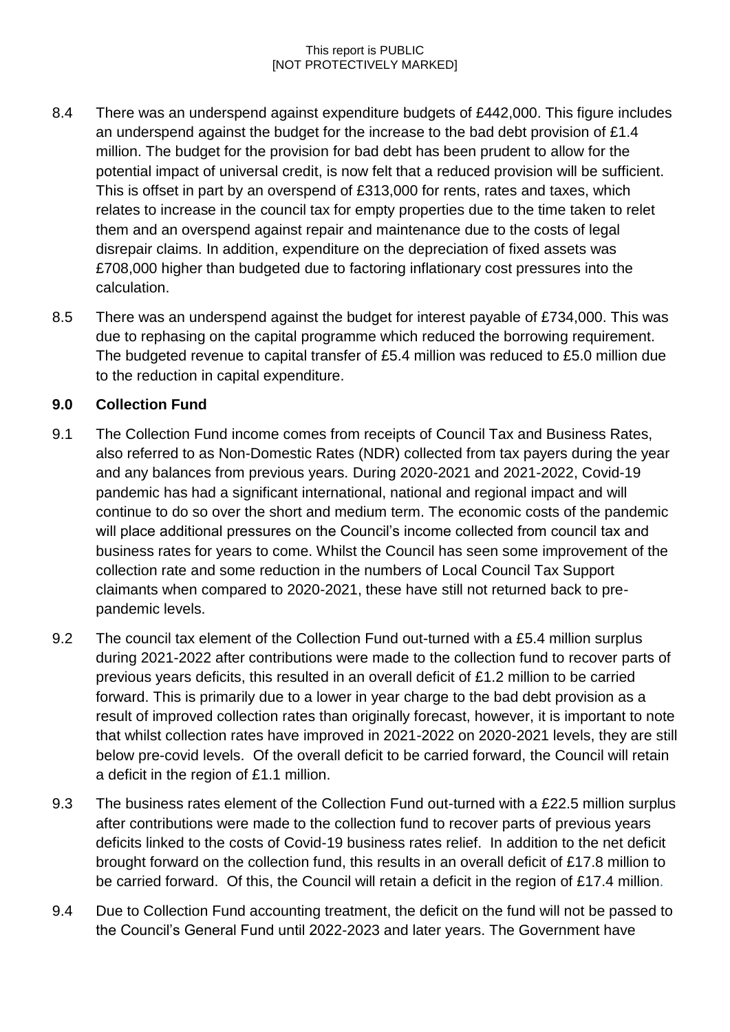8.4 There was an underspend against expenditure budgets of £442,000. This figure includes an underspend against the budget for the increase to the bad debt provision of £1.4 million. The budget for the provision for bad debt has been prudent to allow for the potential impact of universal credit, is now felt that a reduced provision will be sufficient. This is offset in part by an overspend of £313,000 for rents, rates and taxes, which relates to increase in the council tax for empty properties due to the time taken to relet them and an overspend against repair and maintenance due to the costs of legal disrepair claims. In addition, expenditure on the depreciation of fixed assets was £708,000 higher than budgeted due to factoring inflationary cost pressures into the calculation.

8.5 There was an underspend against the budget for interest payable of £734,000. This was due to rephasing on the capital programme which reduced the borrowing requirement. The budgeted revenue to capital transfer of £5.4 million was reduced to £5.0 million due to the reduction in capital expenditure.

## 9.0 Collection Fund

9.1 The Collection Fund income comes from receipts of Council Tax and Business Rates, also referred to as Non-Domestic Rates (NDR) collected from tax payers during the year and any balances from previous years. During 2020-2021 and 2021-2022, Covid-19 pandemic has had a significant international, national and regional impact and will continue to do so over the short and medium term. The economic costs of the pandemic will place additional pressures on the Council's income collected from council tax and business rates for years to come. Whilst the Council has seen some improvement of the collection rate and some reduction in the numbers of Local Council Tax Support claimants when compared to 2020-2021, these have still not returned back to pre-pandemic levels.

9.2 The council tax element of the Collection Fund out-turned with a £5.4 million surplus during 2021-2022 after contributions were made to the collection fund to recover parts of previous years deficits, this resulted in an overall deficit of £1.2 million to be carried forward. This is primarily due to a lower in year charge to the bad debt provision as a result of improved collection rates than originally forecast, however, it is important to note that whilst collection rates have improved in 2021-2022 on 2020-2021 levels, they are still below pre-covid levels. Of the overall deficit to be carried forward, the Council will retain a deficit in the region of £1.1 million.

9.3 The business rates element of the Collection Fund out-turned with a £22.5 million surplus after contributions were made to the collection fund to recover parts of previous years deficits linked to the costs of Covid-19 business rates relief. In addition to the net deficit brought forward on the collection fund, this results in an overall deficit of £17.8 million to be carried forward. Of this, the Council will retain a deficit in the region of £17.4 million.

9.4 Due to Collection Fund accounting treatment, the deficit on the fund will not be passed to the Council's General Fund until 2022-2023 and later years. The Government have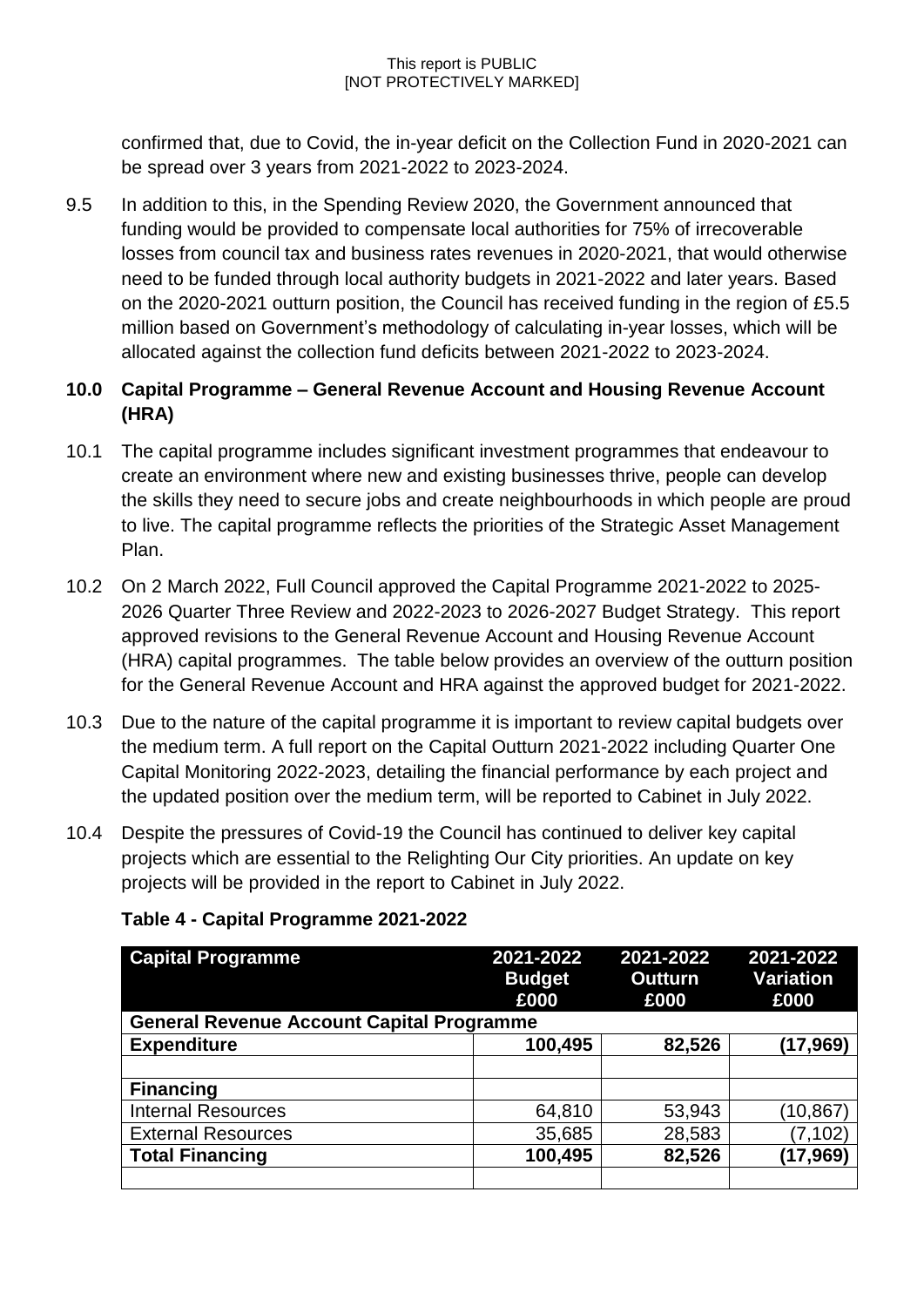confirmed that, due to Covid, the in-year deficit on the Collection Fund in 2020-2021 can be spread over 3 years from 2021-2022 to 2023-2024.

9.5 In addition to this, in the Spending Review 2020, the Government announced that funding would be provided to compensate local authorities for 75% of irrecoverable losses from council tax and business rates revenues in 2020-2021, that would otherwise need to be funded through local authority budgets in 2021-2022 and later years. Based on the 2020-2021 outturn position, the Council has received funding in the region of £5.5 million based on Government's methodology of calculating in-year losses, which will be allocated against the collection fund deficits between 2021-2022 to 2023-2024.

## 10.0 Capital Programme – General Revenue Account and Housing Revenue Account (HRA)

10.1 The capital programme includes significant investment programmes that endeavour to create an environment where new and existing businesses thrive, people can develop the skills they need to secure jobs and create neighbourhoods in which people are proud to live. The capital programme reflects the priorities of the Strategic Asset Management Plan.

10.2 On 2 March 2022, Full Council approved the Capital Programme 2021-2022 to 2025-2026 Quarter Three Review and 2022-2023 to 2026-2027 Budget Strategy. This report approved revisions to the General Revenue Account and Housing Revenue Account (HRA) capital programmes. The table below provides an overview of the outturn position for the General Revenue Account and HRA against the approved budget for 2021-2022.

10.3 Due to the nature of the capital programme it is important to review capital budgets over the medium term. A full report on the Capital Outturn 2021-2022 including Quarter One Capital Monitoring 2022-2023, detailing the financial performance by each project and the updated position over the medium term, will be reported to Cabinet in July 2022.

10.4 Despite the pressures of Covid-19 the Council has continued to deliver key capital projects which are essential to the Relighting Our City priorities. An update on key projects will be provided in the report to Cabinet in July 2022.

**Table 4 - Capital Programme 2021-2022**

| Capital Programme | 2021-2022 Budget £000 | 2021-2022 Outturn £000 | 2021-2022 Variation £000 |
|---|---|---|---|
| **General Revenue Account Capital Programme** | | | |
| **Expenditure** | **100,495** | **82,526** | **(17,969)** |
| | | | |
| **Financing** | | | |
| Internal Resources | 64,810 | 53,943 | (10,867) |
| External Resources | 35,685 | 28,583 | (7,102) |
| **Total Financing** | **100,495** | **82,526** | **(17,969)** |
| | | | |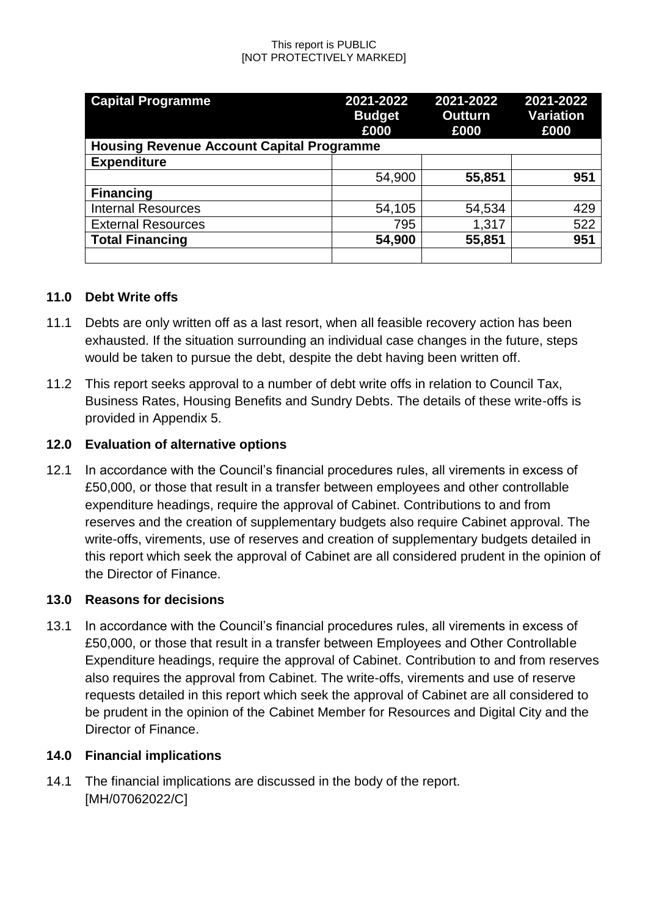| Capital Programme | 2021-2022 Budget £000 | 2021-2022 Outturn £000 | 2021-2022 Variation £000 |
|---|---|---|---|
| **Housing Revenue Account Capital Programme** | | | |
| **Expenditure** | | | |
| | 54,900 | **55,851** | **951** |
| **Financing** | | | |
| Internal Resources | 54,105 | 54,534 | 429 |
| External Resources | 795 | 1,317 | 522 |
| **Total Financing** | **54,900** | **55,851** | **951** |
| | | | |

## 11.0 Debt Write offs

11.1 Debts are only written off as a last resort, when all feasible recovery action has been exhausted. If the situation surrounding an individual case changes in the future, steps would be taken to pursue the debt, despite the debt having been written off.

11.2 This report seeks approval to a number of debt write offs in relation to Council Tax, Business Rates, Housing Benefits and Sundry Debts. The details of these write-offs is provided in Appendix 5.

## 12.0 Evaluation of alternative options

12.1 In accordance with the Council's financial procedures rules, all virements in excess of £50,000, or those that result in a transfer between employees and other controllable expenditure headings, require the approval of Cabinet. Contributions to and from reserves and the creation of supplementary budgets also require Cabinet approval. The write-offs, virements, use of reserves and creation of supplementary budgets detailed in this report which seek the approval of Cabinet are all considered prudent in the opinion of the Director of Finance.

## 13.0 Reasons for decisions

13.1 In accordance with the Council's financial procedures rules, all virements in excess of £50,000, or those that result in a transfer between Employees and Other Controllable Expenditure headings, require the approval of Cabinet. Contribution to and from reserves also requires the approval from Cabinet. The write-offs, virements and use of reserve requests detailed in this report which seek the approval of Cabinet are all considered to be prudent in the opinion of the Cabinet Member for Resources and Digital City and the Director of Finance.

## 14.0 Financial implications

14.1 The financial implications are discussed in the body of the report. [MH/07062022/C]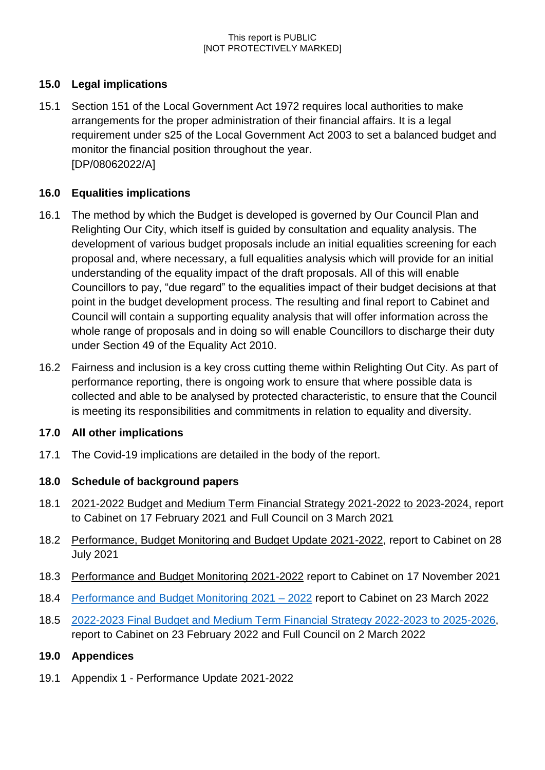## 15.0 Legal implications

15.1 Section 151 of the Local Government Act 1972 requires local authorities to make arrangements for the proper administration of their financial affairs. It is a legal requirement under s25 of the Local Government Act 2003 to set a balanced budget and monitor the financial position throughout the year.
[DP/08062022/A]

## 16.0 Equalities implications

16.1 The method by which the Budget is developed is governed by Our Council Plan and Relighting Our City, which itself is guided by consultation and equality analysis. The development of various budget proposals include an initial equalities screening for each proposal and, where necessary, a full equalities analysis which will provide for an initial understanding of the equality impact of the draft proposals. All of this will enable Councillors to pay, "due regard" to the equalities impact of their budget decisions at that point in the budget development process. The resulting and final report to Cabinet and Council will contain a supporting equality analysis that will offer information across the whole range of proposals and in doing so will enable Councillors to discharge their duty under Section 49 of the Equality Act 2010.

16.2 Fairness and inclusion is a key cross cutting theme within Relighting Out City. As part of performance reporting, there is ongoing work to ensure that where possible data is collected and able to be analysed by protected characteristic, to ensure that the Council is meeting its responsibilities and commitments in relation to equality and diversity.

## 17.0 All other implications

17.1 The Covid-19 implications are detailed in the body of the report.

## 18.0 Schedule of background papers

18.1 2021-2022 Budget and Medium Term Financial Strategy 2021-2022 to 2023-2024, report to Cabinet on 17 February 2021 and Full Council on 3 March 2021

18.2 Performance, Budget Monitoring and Budget Update 2021-2022, report to Cabinet on 28 July 2021

18.3 Performance and Budget Monitoring 2021-2022 report to Cabinet on 17 November 2021

18.4 Performance and Budget Monitoring 2021 – 2022 report to Cabinet on 23 March 2022

18.5 2022-2023 Final Budget and Medium Term Financial Strategy 2022-2023 to 2025-2026, report to Cabinet on 23 February 2022 and Full Council on 2 March 2022

## 19.0 Appendices

19.1 Appendix 1 - Performance Update 2021-2022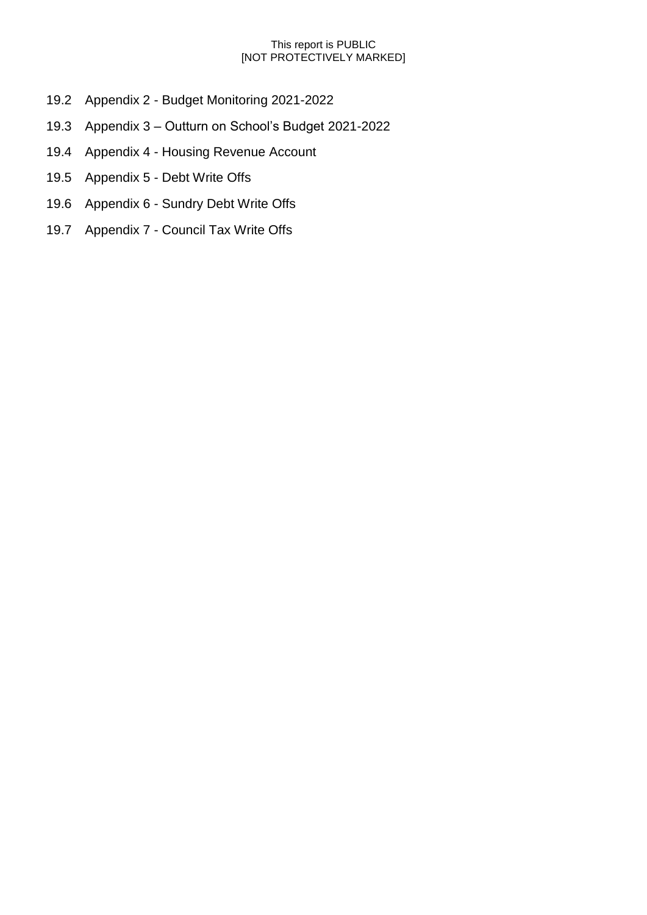19.2 Appendix 2 - Budget Monitoring 2021-2022

19.3 Appendix 3 – Outturn on School's Budget 2021-2022

19.4 Appendix 4 - Housing Revenue Account

19.5 Appendix 5 - Debt Write Offs

19.6 Appendix 6 - Sundry Debt Write Offs

19.7 Appendix 7 - Council Tax Write Offs